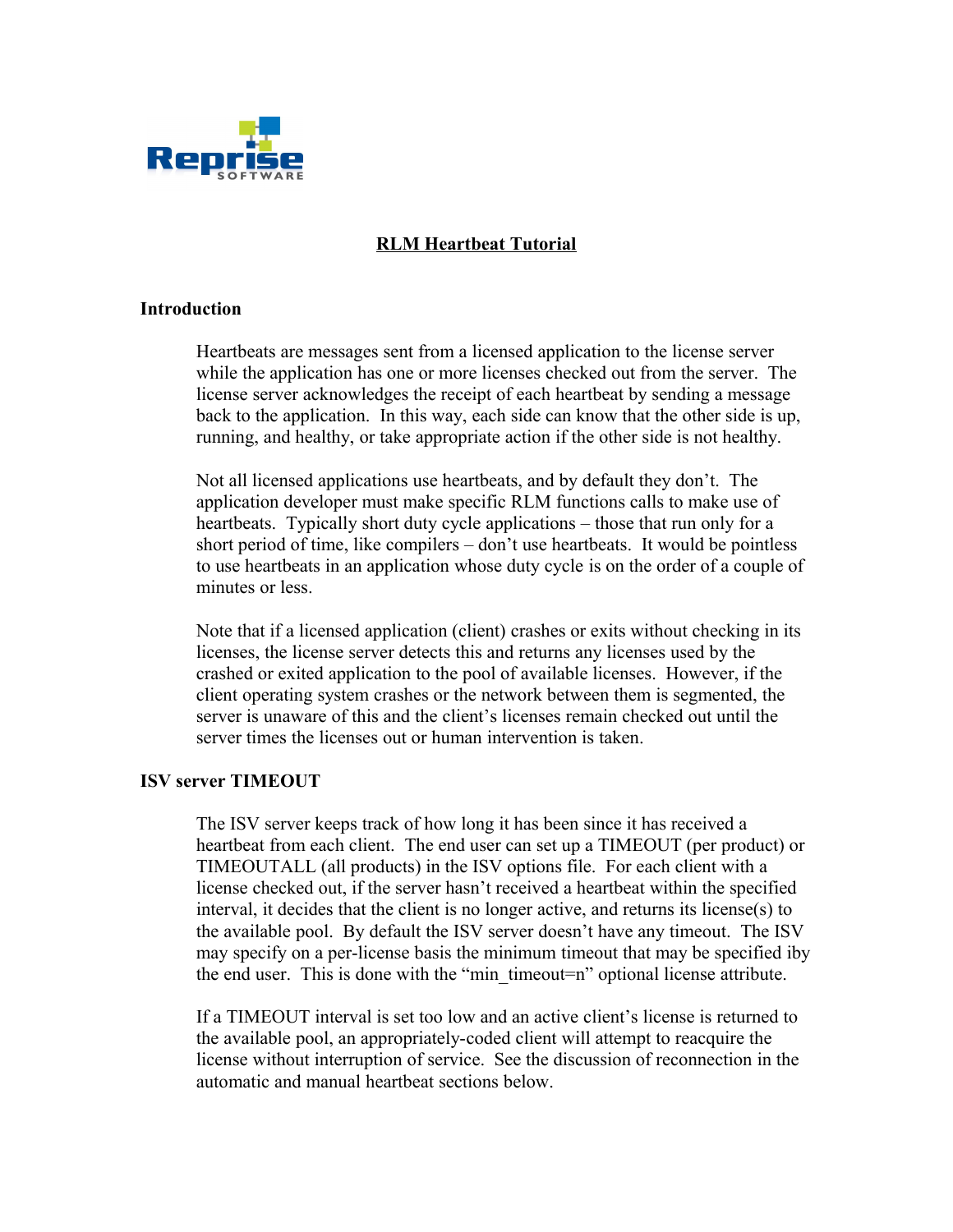# RLM Heartbeat Tutorial

## Introduction

Heartbeats are messages sent from a licensed application to the license server while the application has one or more licenses checked out from the server. The license server acknowledges the receipt of each heartbeat by sending a message back to the application. In this way, each side can know that the other side is up, running, and healthy, or take appropriate action if the other side is not healthy.

Not all licensed applications use heartbeats, and by default they don't. The application developer must make specific RLM functions calls to make use of heartbeats. Typically short duty cycle applications – those that run only for a short period of time, like compilers – don't use heartbeats. It would be pointless to use heartbeats in an application whose duty cycle is on the order of a couple of minutes or less.

Note that if a licensed application (client) crashes or exits without checking in its licenses, the license server detects this and returns any licenses used by the crashed or exited application to the pool of available licenses. However, if the client operating system crashes or the network between them is segmented, the server is unaware of this and the client's licenses remain checked out until the server times the licenses out or human intervention is taken.

## ISV server TIMEOUT

The ISV server keeps track of how long it has been since it has received a heartbeat from each client. The end user can set up a TIMEOUT (per product) or TIMEOUTALL (all products) in the ISV options file. For each client with a license checked out, if the server hasn't received a heartbeat within the specified interval, it decides that the client is no longer active, and returns its license(s) to the available pool. By default the ISV server doesn't have any timeout. The ISV may specify on a per-license basis the minimum timeout that may be specified iby the end user. This is done with the "min_timeout=n" optional license attribute.

If a TIMEOUT interval is set too low and an active client's license is returned to the available pool, an appropriately-coded client will attempt to reacquire the license without interruption of service. See the discussion of reconnection in the automatic and manual heartbeat sections below.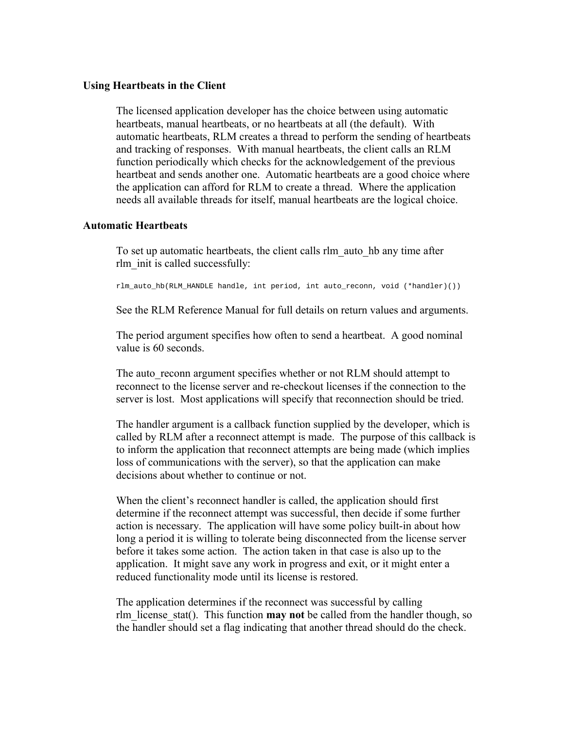### Using Heartbeats in the Client

The licensed application developer has the choice between using automatic heartbeats, manual heartbeats, or no heartbeats at all (the default). With automatic heartbeats, RLM creates a thread to perform the sending of heartbeats and tracking of responses. With manual heartbeats, the client calls an RLM function periodically which checks for the acknowledgement of the previous heartbeat and sends another one. Automatic heartbeats are a good choice where the application can afford for RLM to create a thread. Where the application needs all available threads for itself, manual heartbeats are the logical choice.

### Automatic Heartbeats

To set up automatic heartbeats, the client calls rlm_auto_hb any time after rlm_init is called successfully:

```
rlm_auto_hb(RLM_HANDLE handle, int period, int auto_reconn, void (*handler)())
```

See the RLM Reference Manual for full details on return values and arguments.

The period argument specifies how often to send a heartbeat. A good nominal value is 60 seconds.

The auto_reconn argument specifies whether or not RLM should attempt to reconnect to the license server and re-checkout licenses if the connection to the server is lost. Most applications will specify that reconnection should be tried.

The handler argument is a callback function supplied by the developer, which is called by RLM after a reconnect attempt is made. The purpose of this callback is to inform the application that reconnect attempts are being made (which implies loss of communications with the server), so that the application can make decisions about whether to continue or not.

When the client's reconnect handler is called, the application should first determine if the reconnect attempt was successful, then decide if some further action is necessary. The application will have some policy built-in about how long a period it is willing to tolerate being disconnected from the license server before it takes some action. The action taken in that case is also up to the application. It might save any work in progress and exit, or it might enter a reduced functionality mode until its license is restored.

The application determines if the reconnect was successful by calling rlm_license_stat(). This function **may not** be called from the handler though, so the handler should set a flag indicating that another thread should do the check.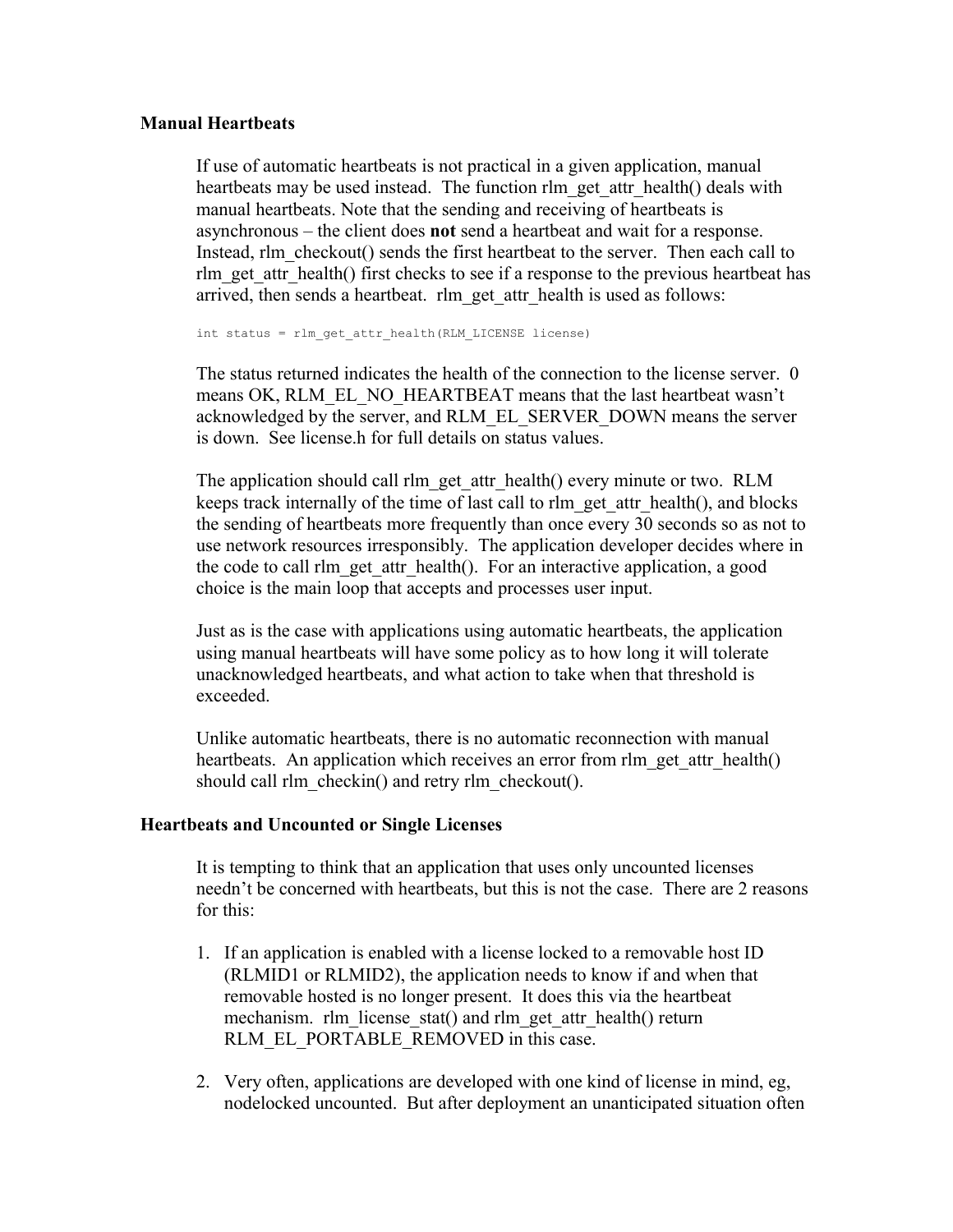### Manual Heartbeats

If use of automatic heartbeats is not practical in a given application, manual heartbeats may be used instead. The function rlm_get_attr_health() deals with manual heartbeats. Note that the sending and receiving of heartbeats is asynchronous – the client does **not** send a heartbeat and wait for a response. Instead, rlm_checkout() sends the first heartbeat to the server. Then each call to rlm_get_attr_health() first checks to see if a response to the previous heartbeat has arrived, then sends a heartbeat. rlm_get_attr_health is used as follows:

```
int status = rlm_get_attr_health(RLM_LICENSE license)
```

The status returned indicates the health of the connection to the license server. 0 means OK, RLM_EL_NO_HEARTBEAT means that the last heartbeat wasn't acknowledged by the server, and RLM_EL_SERVER_DOWN means the server is down. See license.h for full details on status values.

The application should call rlm_get_attr_health() every minute or two. RLM keeps track internally of the time of last call to rlm_get_attr_health(), and blocks the sending of heartbeats more frequently than once every 30 seconds so as not to use network resources irresponsibly. The application developer decides where in the code to call rlm_get_attr_health(). For an interactive application, a good choice is the main loop that accepts and processes user input.

Just as is the case with applications using automatic heartbeats, the application using manual heartbeats will have some policy as to how long it will tolerate unacknowledged heartbeats, and what action to take when that threshold is exceeded.

Unlike automatic heartbeats, there is no automatic reconnection with manual heartbeats. An application which receives an error from rlm_get_attr_health() should call rlm_checkin() and retry rlm_checkout().

### Heartbeats and Uncounted or Single Licenses

It is tempting to think that an application that uses only uncounted licenses needn't be concerned with heartbeats, but this is not the case. There are 2 reasons for this:

1. If an application is enabled with a license locked to a removable host ID (RLMID1 or RLMID2), the application needs to know if and when that removable hosted is no longer present. It does this via the heartbeat mechanism. rlm_license_stat() and rlm_get_attr_health() return RLM_EL_PORTABLE_REMOVED in this case.

2. Very often, applications are developed with one kind of license in mind, eg, nodelocked uncounted. But after deployment an unanticipated situation often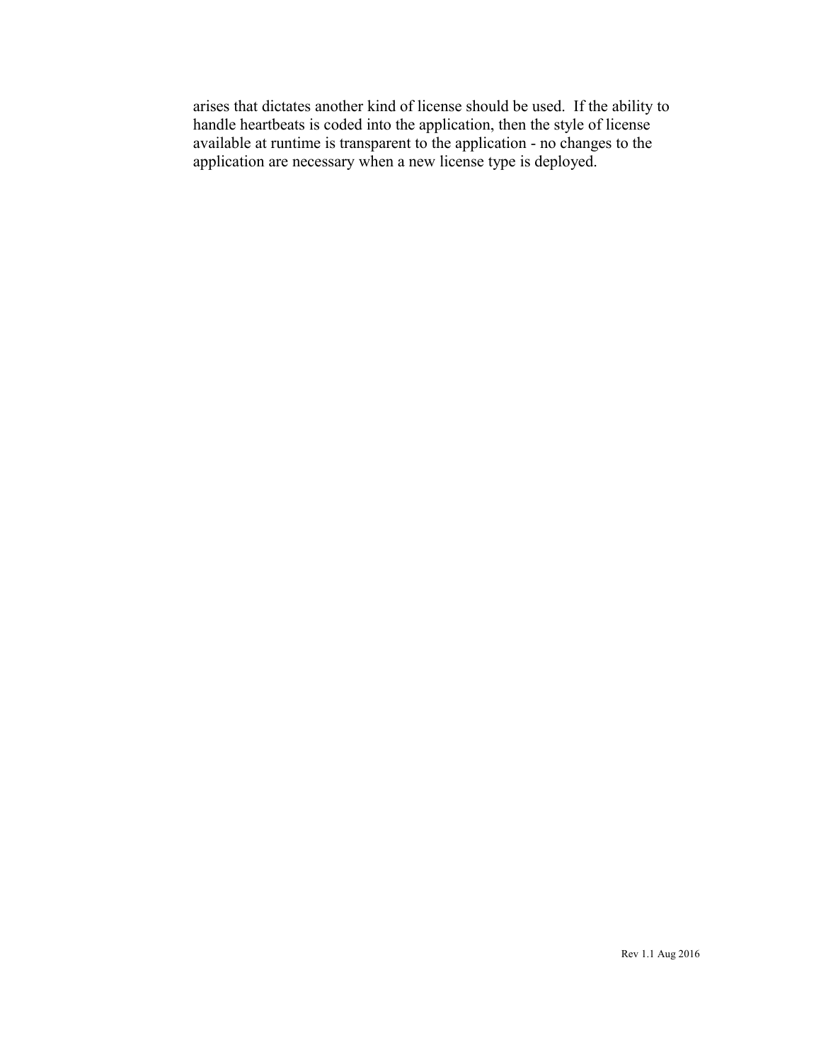arises that dictates another kind of license should be used. If the ability to handle heartbeats is coded into the application, then the style of license available at runtime is transparent to the application - no changes to the application are necessary when a new license type is deployed.